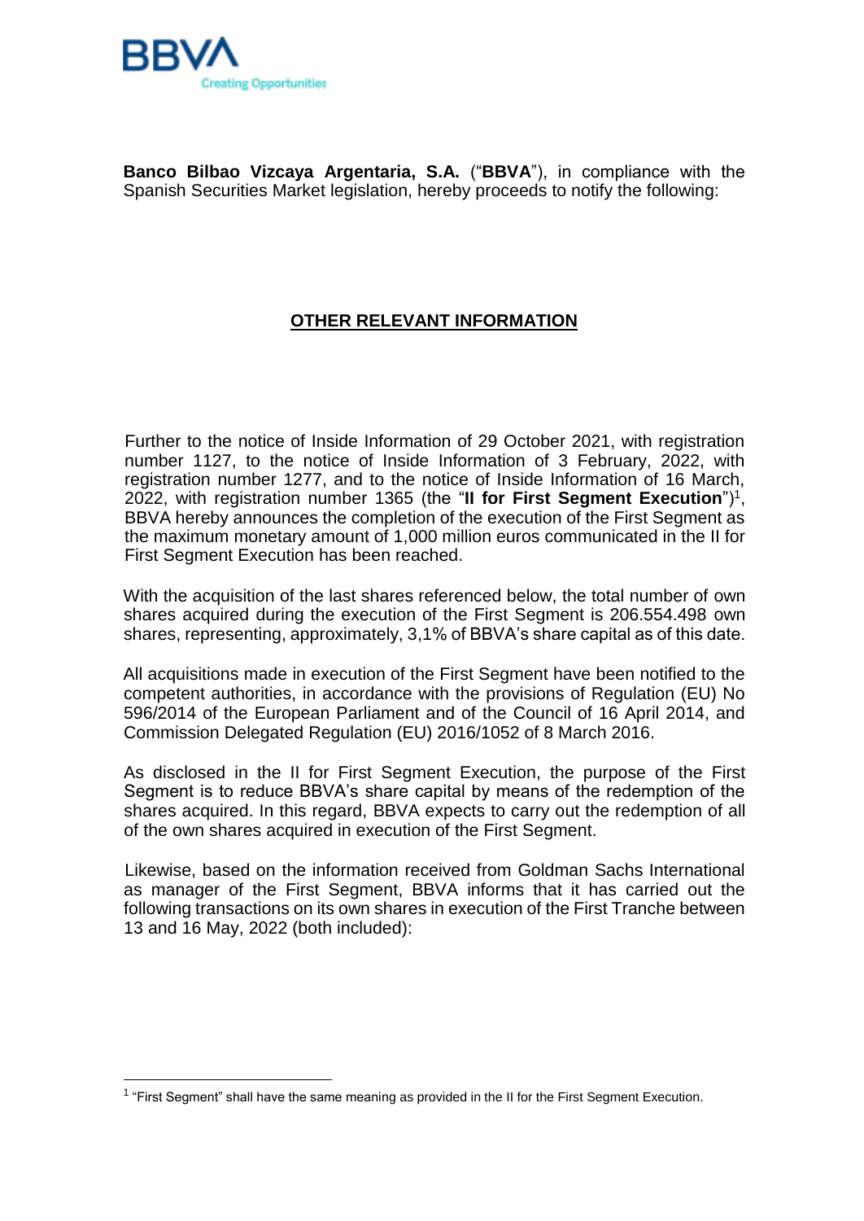**Banco Bilbao Vizcaya Argentaria, S.A.** ("**BBVA**"), in compliance with the Spanish Securities Market legislation, hereby proceeds to notify the following:

## OTHER RELEVANT INFORMATION

Further to the notice of Inside Information of 29 October 2021, with registration number 1127, to the notice of Inside Information of 3 February, 2022, with registration number 1277, and to the notice of Inside Information of 16 March, 2022, with registration number 1365 (the "**II for First Segment Execution**")[1], BBVA hereby announces the completion of the execution of the First Segment as the maximum monetary amount of 1,000 million euros communicated in the II for First Segment Execution has been reached.

With the acquisition of the last shares referenced below, the total number of own shares acquired during the execution of the First Segment is 206.554.498 own shares, representing, approximately, 3,1% of BBVA's share capital as of this date.

All acquisitions made in execution of the First Segment have been notified to the competent authorities, in accordance with the provisions of Regulation (EU) No 596/2014 of the European Parliament and of the Council of 16 April 2014, and Commission Delegated Regulation (EU) 2016/1052 of 8 March 2016.

As disclosed in the II for First Segment Execution, the purpose of the First Segment is to reduce BBVA's share capital by means of the redemption of the shares acquired. In this regard, BBVA expects to carry out the redemption of all of the own shares acquired in execution of the First Segment.

Likewise, based on the information received from Goldman Sachs International as manager of the First Segment, BBVA informs that it has carried out the following transactions on its own shares in execution of the First Tranche between 13 and 16 May, 2022 (both included):

[1] "First Segment" shall have the same meaning as provided in the II for the First Segment Execution.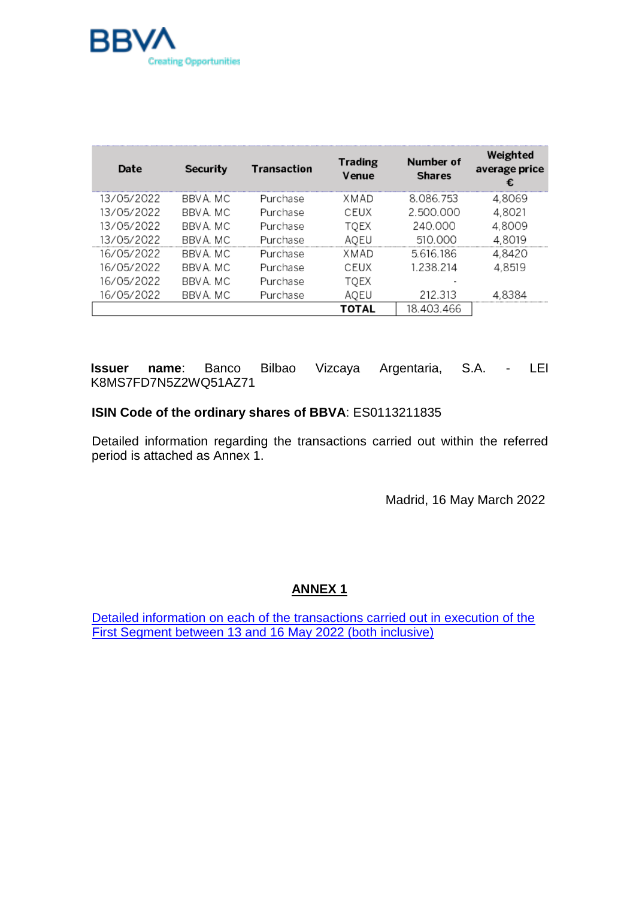| Date | Security | Transaction | Trading Venue | Number of Shares | Weighted average price € |
|---|---|---|---|---|---|
| 13/05/2022 | BBVA. MC | Purchase | XMAD | 8.086.753 | 4,8069 |
| 13/05/2022 | BBVA. MC | Purchase | CEUX | 2.500.000 | 4,8021 |
| 13/05/2022 | BBVA. MC | Purchase | TQEX | 240.000 | 4,8009 |
| 13/05/2022 | BBVA. MC | Purchase | AQEU | 510.000 | 4,8019 |
| 16/05/2022 | BBVA. MC | Purchase | XMAD | 5.616.186 | 4,8420 |
| 16/05/2022 | BBVA. MC | Purchase | CEUX | 1.238.214 | 4,8519 |
| 16/05/2022 | BBVA. MC | Purchase | TQEX | - | |
| 16/05/2022 | BBVA. MC | Purchase | AQEU | 212.313 | 4,8384 |
| | | | **TOTAL** | 18.403.466 | |

**Issuer name**: Banco Bilbao Vizcaya Argentaria, S.A. - LEI K8MS7FD7N5Z2WQ51AZ71

**ISIN Code of the ordinary shares of BBVA**: ES0113211835

Detailed information regarding the transactions carried out within the referred period is attached as Annex 1.

Madrid, 16 May March 2022

## ANNEX 1

Detailed information on each of the transactions carried out in execution of the First Segment between 13 and 16 May 2022 (both inclusive)